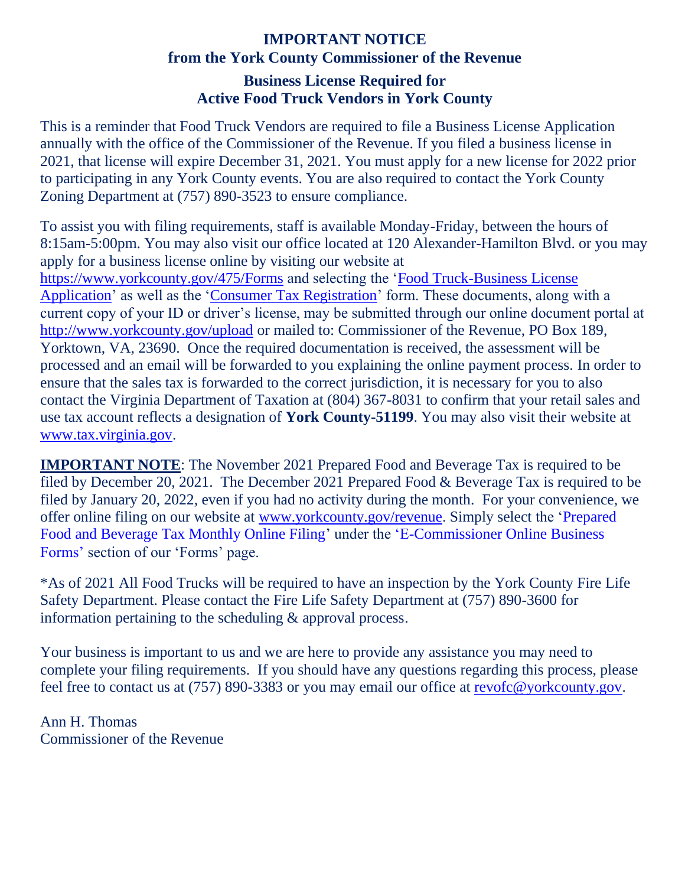# IMPORTANT NOTICE
## from the York County Commissioner of the Revenue

### Business License Required for Active Food Truck Vendors in York County

This is a reminder that Food Truck Vendors are required to file a Business License Application annually with the office of the Commissioner of the Revenue. If you filed a business license in 2021, that license will expire December 31, 2021. You must apply for a new license for 2022 prior to participating in any York County events. You are also required to contact the York County Zoning Department at (757) 890-3523 to ensure compliance.

To assist you with filing requirements, staff is available Monday-Friday, between the hours of 8:15am-5:00pm. You may also visit our office located at 120 Alexander-Hamilton Blvd. or you may apply for a business license online by visiting our website at https://www.yorkcounty.gov/475/Forms and selecting the 'Food Truck-Business License Application' as well as the 'Consumer Tax Registration' form. These documents, along with a current copy of your ID or driver's license, may be submitted through our online document portal at http://www.yorkcounty.gov/upload or mailed to: Commissioner of the Revenue, PO Box 189, Yorktown, VA, 23690. Once the required documentation is received, the assessment will be processed and an email will be forwarded to you explaining the online payment process. In order to ensure that the sales tax is forwarded to the correct jurisdiction, it is necessary for you to also contact the Virginia Department of Taxation at (804) 367-8031 to confirm that your retail sales and use tax account reflects a designation of **York County-51199**. You may also visit their website at www.tax.virginia.gov.

**IMPORTANT NOTE**: The November 2021 Prepared Food and Beverage Tax is required to be filed by December 20, 2021. The December 2021 Prepared Food & Beverage Tax is required to be filed by January 20, 2022, even if you had no activity during the month. For your convenience, we offer online filing on our website at www.yorkcounty.gov/revenue. Simply select the 'Prepared Food and Beverage Tax Monthly Online Filing' under the 'E-Commissioner Online Business Forms' section of our 'Forms' page.

*As of 2021 All Food Trucks will be required to have an inspection by the York County Fire Life Safety Department. Please contact the Fire Life Safety Department at (757) 890-3600 for information pertaining to the scheduling & approval process.

Your business is important to us and we are here to provide any assistance you may need to complete your filing requirements. If you should have any questions regarding this process, please feel free to contact us at (757) 890-3383 or you may email our office at revofc@yorkcounty.gov.

Ann H. Thomas
Commissioner of the Revenue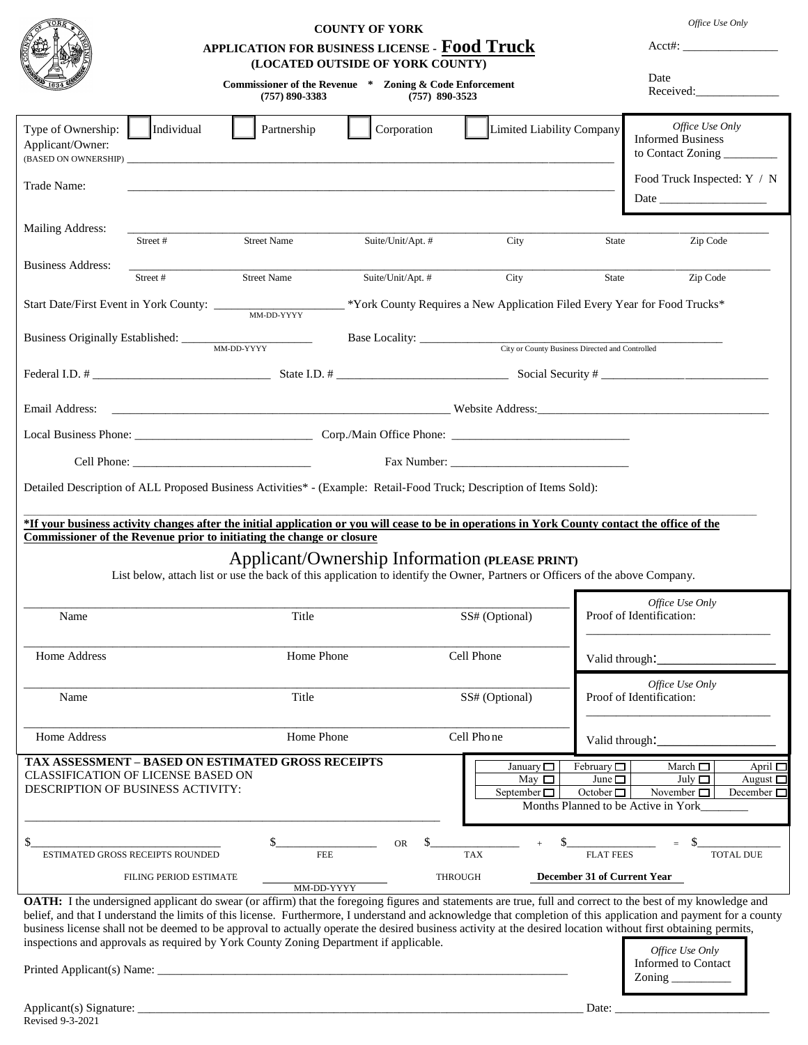Office Use Only

Acct#: ________________

Date Received: ______________

# COUNTY OF YORK

## APPLICATION FOR BUSINESS LICENSE - Food Truck

**(LOCATED OUTSIDE OF YORK COUNTY)**

**Commissioner of the Revenue * Zoning & Code Enforcement**
**(757) 890-3383 (757) 890-3523**

Type of Ownership: ☐ Individual ☐ Partnership ☐ Corporation ☐ Limited Liability Company

Applicant/Owner:
(BASED ON OWNERSHIP) ______________________________

Trade Name: ______________________________

*Office Use Only*
Informed Business to Contact Zoning _________
Food Truck Inspected: Y / N
Date __________________

Mailing Address: ______________________________
Street # | Street Name | Suite/Unit/Apt. # | City | State | Zip Code

Business Address: ______________________________
Street # | Street Name | Suite/Unit/Apt. # | City | State | Zip Code

Start Date/First Event in York County: ____________ (MM-DD-YYYY) *York County Requires a New Application Filed Every Year for Food Trucks*

Business Originally Established: ____________ (MM-DD-YYYY) Base Locality: ______________________ (City or County Business Directed and Controlled)

Federal I.D. # ____________ State I.D. # ____________ Social Security # ____________

Email Address: ____________ Website Address: ____________

Local Business Phone: ____________ Corp./Main Office Phone: ____________

Cell Phone: ____________ Fax Number: ____________

Detailed Description of ALL Proposed Business Activities* - (Example: Retail-Food Truck; Description of Items Sold):

______________________________

***If your business activity changes after the initial application or you will cease to be in operations in York County contact the office of the Commissioner of the Revenue prior to initiating the change or closure***

## Applicant/Ownership Information (PLEASE PRINT)

List below, attach list or use the back of this application to identify the Owner, Partners or Officers of the above Company.

______________________________
Name | Title | SS# (Optional)

______________________________
Home Address | Home Phone | Cell Phone

*Office Use Only*
Proof of Identification: ____________
Valid through: ____________

______________________________
Name | Title | SS# (Optional)

______________________________
Home Address | Home Phone | Cell Phone

*Office Use Only*
Proof of Identification: ____________
Valid through: ____________

**TAX ASSESSMENT – BASED ON ESTIMATED GROSS RECEIPTS**
CLASSIFICATION OF LICENSE BASED ON DESCRIPTION OF BUSINESS ACTIVITY:

______________________________

| | | | |
|---|---|---|---|
| January ☐ | February ☐ | March ☐ | April ☐ |
| May ☐ | June ☐ | July ☐ | August ☐ |
| September ☐ | October ☐ | November ☐ | December ☐ |

Months Planned to be Active in York________

$____________ (ESTIMATED GROSS RECEIPTS ROUNDED) $____________ (FEE) OR $____________ (TAX) + $____________ (FLAT FEES) = $____________ (TOTAL DUE)

FILING PERIOD ESTIMATE ____________ (MM-DD-YYYY) THROUGH **December 31 of Current Year**

**OATH:** I the undersigned applicant do swear (or affirm) that the foregoing figures and statements are true, full and correct to the best of my knowledge and belief, and that I understand the limits of this license. Furthermore, I understand and acknowledge that completion of this application and payment for a county business license shall not be deemed to be approval to actually operate the desired business activity at the desired location without first obtaining permits, inspections and approvals as required by York County Zoning Department if applicable.

Printed Applicant(s) Name: ______________________________

*Office Use Only*
Informed to Contact Zoning __________

Applicant(s) Signature: ______________________________ Date: ____________

Revised 9-3-2021